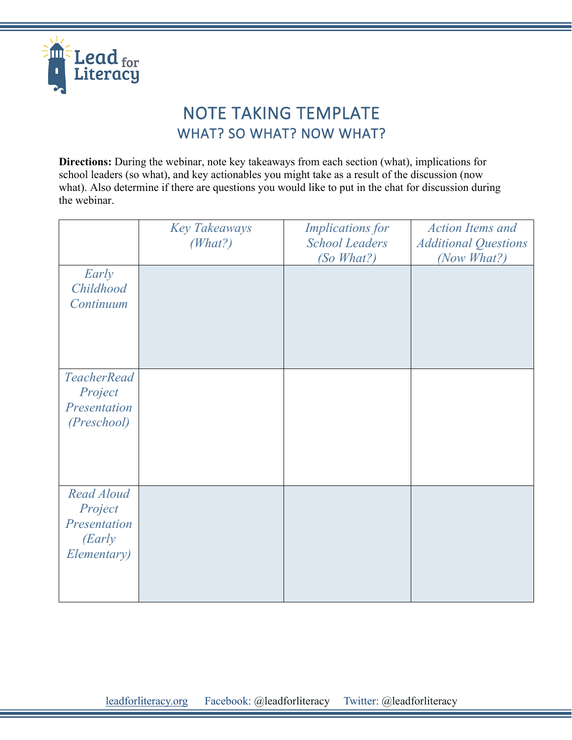Lead for Literacy

# NOTE TAKING TEMPLATE

## WHAT? SO WHAT? NOW WHAT?

**Directions:** During the webinar, note key takeaways from each section (what), implications for school leaders (so what), and key actionables you might take as a result of the discussion (now what). Also determine if there are questions you would like to put in the chat for discussion during the webinar.

| | *Key Takeaways (What?)* | *Implications for School Leaders (So What?)* | *Action Items and Additional Questions (Now What?)* |
|---|---|---|---|
| *Early Childhood Continuum* | | | |
| *TeacherRead Project Presentation (Preschool)* | | | |
| *Read Aloud Project Presentation (Early Elementary)* | | | |

leadforliteracy.org Facebook: @leadforliteracy Twitter: @leadforliteracy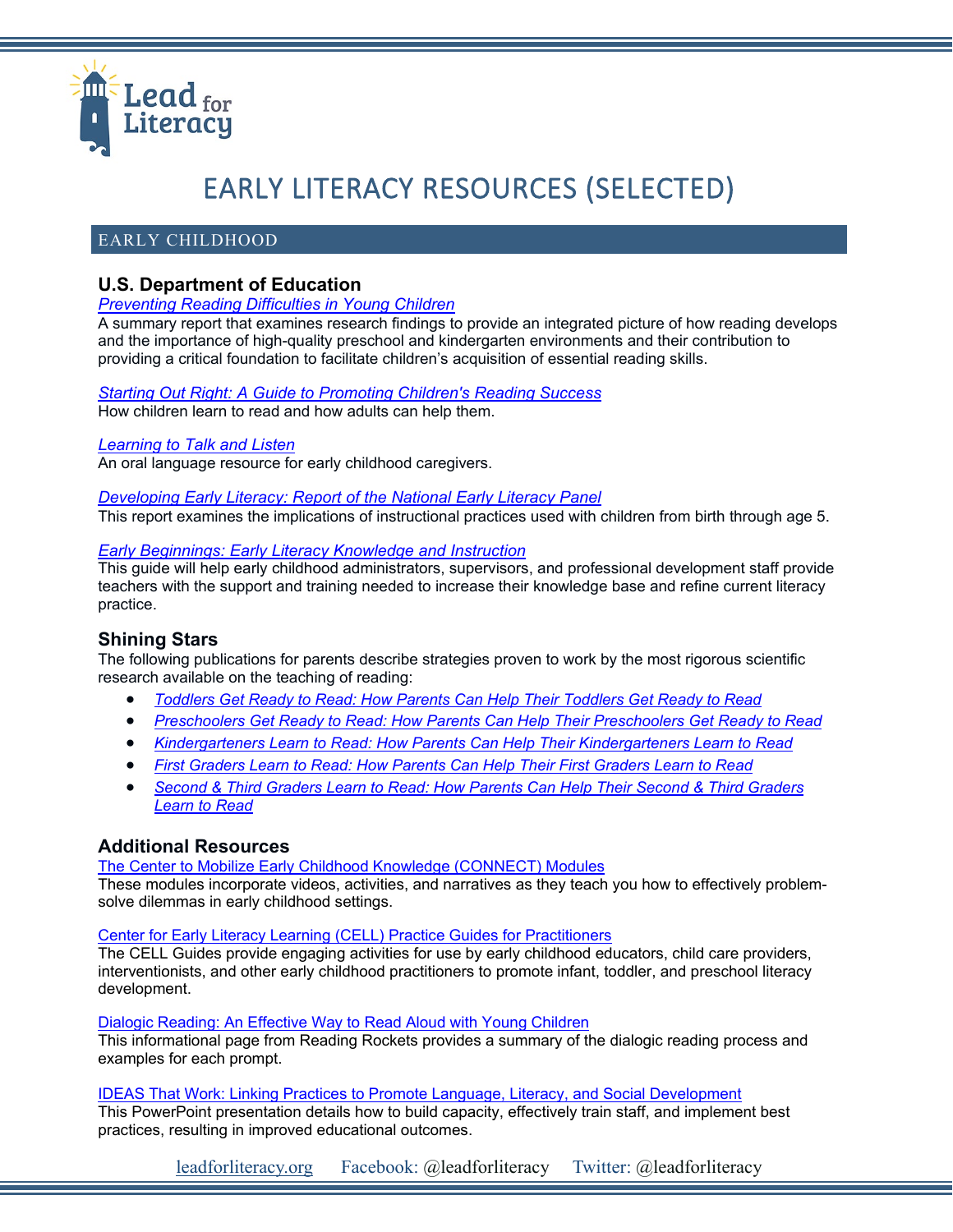# EARLY LITERACY RESOURCES (SELECTED)

## EARLY CHILDHOOD

### U.S. Department of Education

*Preventing Reading Difficulties in Young Children*
A summary report that examines research findings to provide an integrated picture of how reading develops and the importance of high-quality preschool and kindergarten environments and their contribution to providing a critical foundation to facilitate children's acquisition of essential reading skills.

*Starting Out Right: A Guide to Promoting Children's Reading Success*
How children learn to read and how adults can help them.

*Learning to Talk and Listen*
An oral language resource for early childhood caregivers.

*Developing Early Literacy: Report of the National Early Literacy Panel*
This report examines the implications of instructional practices used with children from birth through age 5.

*Early Beginnings: Early Literacy Knowledge and Instruction*
This guide will help early childhood administrators, supervisors, and professional development staff provide teachers with the support and training needed to increase their knowledge base and refine current literacy practice.

### Shining Stars

The following publications for parents describe strategies proven to work by the most rigorous scientific research available on the teaching of reading:

- *Toddlers Get Ready to Read: How Parents Can Help Their Toddlers Get Ready to Read*
- *Preschoolers Get Ready to Read: How Parents Can Help Their Preschoolers Get Ready to Read*
- *Kindergarteners Learn to Read: How Parents Can Help Their Kindergarteners Learn to Read*
- *First Graders Learn to Read: How Parents Can Help Their First Graders Learn to Read*
- *Second & Third Graders Learn to Read: How Parents Can Help Their Second & Third Graders Learn to Read*

### Additional Resources

The Center to Mobilize Early Childhood Knowledge (CONNECT) Modules
These modules incorporate videos, activities, and narratives as they teach you how to effectively problem-solve dilemmas in early childhood settings.

Center for Early Literacy Learning (CELL) Practice Guides for Practitioners
The CELL Guides provide engaging activities for use by early childhood educators, child care providers, interventionists, and other early childhood practitioners to promote infant, toddler, and preschool literacy development.

Dialogic Reading: An Effective Way to Read Aloud with Young Children
This informational page from Reading Rockets provides a summary of the dialogic reading process and examples for each prompt.

IDEAS That Work: Linking Practices to Promote Language, Literacy, and Social Development
This PowerPoint presentation details how to build capacity, effectively train staff, and implement best practices, resulting in improved educational outcomes.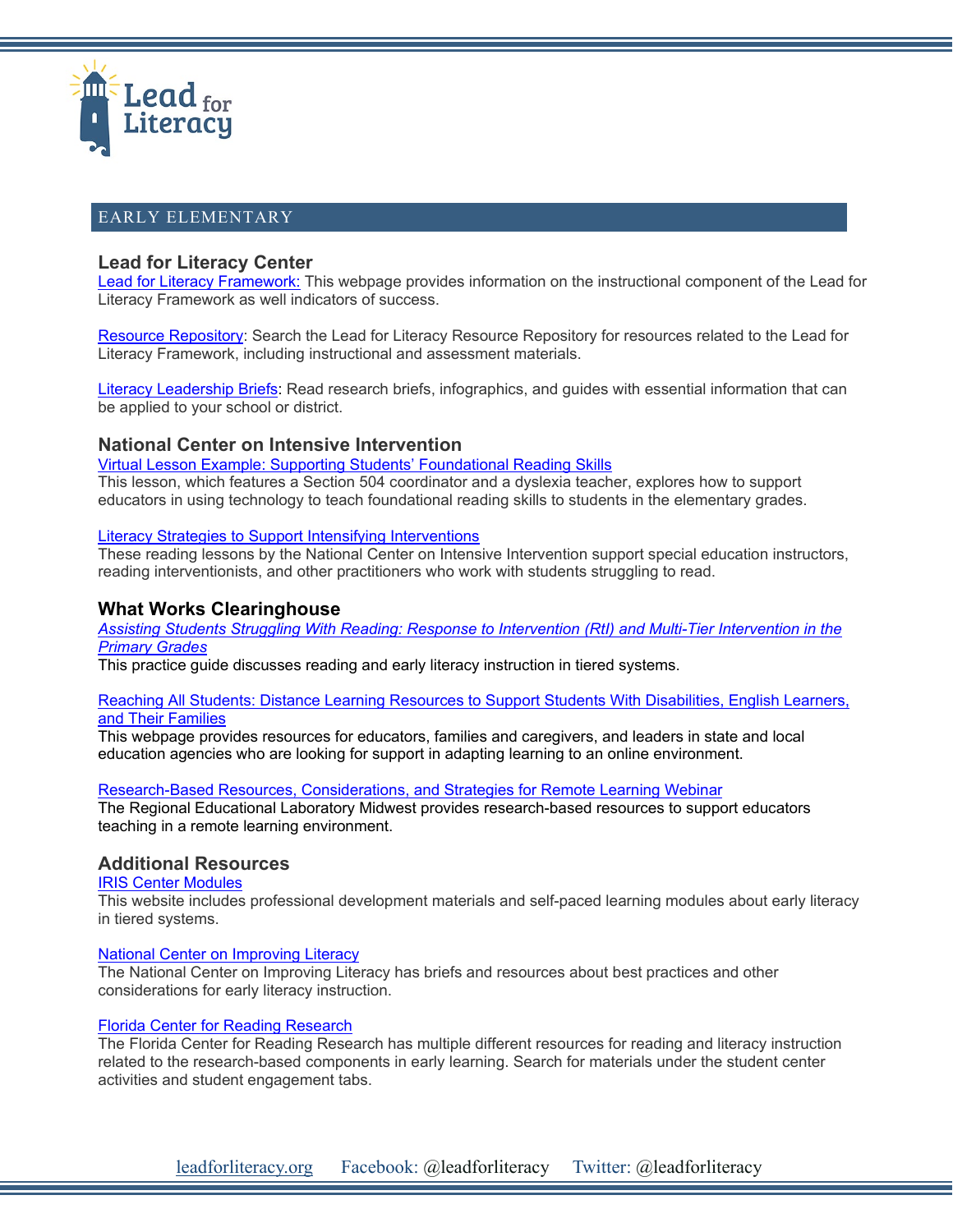## EARLY ELEMENTARY

### Lead for Literacy Center

Lead for Literacy Framework: This webpage provides information on the instructional component of the Lead for Literacy Framework as well indicators of success.

Resource Repository: Search the Lead for Literacy Resource Repository for resources related to the Lead for Literacy Framework, including instructional and assessment materials.

Literacy Leadership Briefs: Read research briefs, infographics, and guides with essential information that can be applied to your school or district.

### National Center on Intensive Intervention

Virtual Lesson Example: Supporting Students' Foundational Reading Skills
This lesson, which features a Section 504 coordinator and a dyslexia teacher, explores how to support educators in using technology to teach foundational reading skills to students in the elementary grades.

Literacy Strategies to Support Intensifying Interventions
These reading lessons by the National Center on Intensive Intervention support special education instructors, reading interventionists, and other practitioners who work with students struggling to read.

### What Works Clearinghouse

*Assisting Students Struggling With Reading: Response to Intervention (RtI) and Multi-Tier Intervention in the Primary Grades*
This practice guide discusses reading and early literacy instruction in tiered systems.

Reaching All Students: Distance Learning Resources to Support Students With Disabilities, English Learners, and Their Families
This webpage provides resources for educators, families and caregivers, and leaders in state and local education agencies who are looking for support in adapting learning to an online environment.

Research-Based Resources, Considerations, and Strategies for Remote Learning Webinar
The Regional Educational Laboratory Midwest provides research-based resources to support educators teaching in a remote learning environment.

### Additional Resources

IRIS Center Modules
This website includes professional development materials and self-paced learning modules about early literacy in tiered systems.

National Center on Improving Literacy
The National Center on Improving Literacy has briefs and resources about best practices and other considerations for early literacy instruction.

Florida Center for Reading Research
The Florida Center for Reading Research has multiple different resources for reading and literacy instruction related to the research-based components in early learning. Search for materials under the student center activities and student engagement tabs.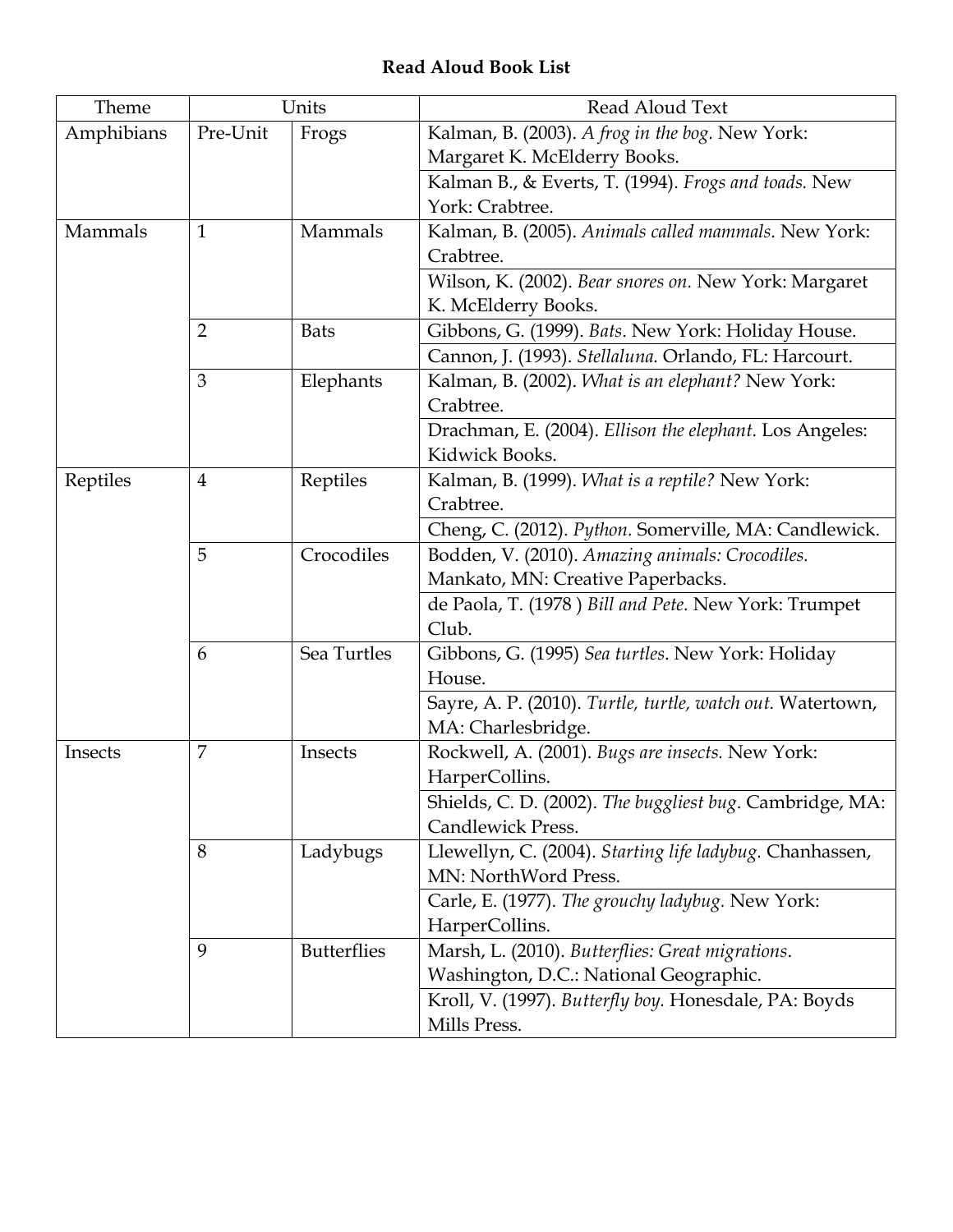**Read Aloud Book List**

| Theme | Units | | Read Aloud Text |
|---|---|---|---|
| Amphibians | Pre-Unit | Frogs | Kalman, B. (2003). *A frog in the bog*. New York: Margaret K. McElderry Books. |
| | | | Kalman B., & Everts, T. (1994). *Frogs and toads.* New York: Crabtree. |
| Mammals | 1 | Mammals | Kalman, B. (2005). *Animals called mammals.* New York: Crabtree. |
| | | | Wilson, K. (2002). *Bear snores on.* New York: Margaret K. McElderry Books. |
| | 2 | Bats | Gibbons, G. (1999). *Bats*. New York: Holiday House. |
| | | | Cannon, J. (1993). *Stellaluna.* Orlando, FL: Harcourt. |
| | 3 | Elephants | Kalman, B. (2002). *What is an elephant?* New York: Crabtree. |
| | | | Drachman, E. (2004). *Ellison the elephant.* Los Angeles: Kidwick Books. |
| Reptiles | 4 | Reptiles | Kalman, B. (1999). *What is a reptile?* New York: Crabtree. |
| | | | Cheng, C. (2012). *Python.* Somerville, MA: Candlewick. |
| | 5 | Crocodiles | Bodden, V. (2010). *Amazing animals: Crocodiles.* Mankato, MN: Creative Paperbacks. |
| | | | de Paola, T. (1978 ) *Bill and Pete.* New York: Trumpet Club. |
| | 6 | Sea Turtles | Gibbons, G. (1995) *Sea turtles*. New York: Holiday House. |
| | | | Sayre, A. P. (2010). *Turtle, turtle, watch out.* Watertown, MA: Charlesbridge. |
| Insects | 7 | Insects | Rockwell, A. (2001). *Bugs are insects.* New York: HarperCollins. |
| | | | Shields, C. D. (2002). *The buggliest bug*. Cambridge, MA: Candlewick Press. |
| | 8 | Ladybugs | Llewellyn, C. (2004). *Starting life ladybug*. Chanhassen, MN: NorthWord Press. |
| | | | Carle, E. (1977). *The grouchy ladybug.* New York: HarperCollins. |
| | 9 | Butterflies | Marsh, L. (2010). *Butterflies: Great migrations*. Washington, D.C.: National Geographic. |
| | | | Kroll, V. (1997). *Butterfly boy.* Honesdale, PA: Boyds Mills Press. |